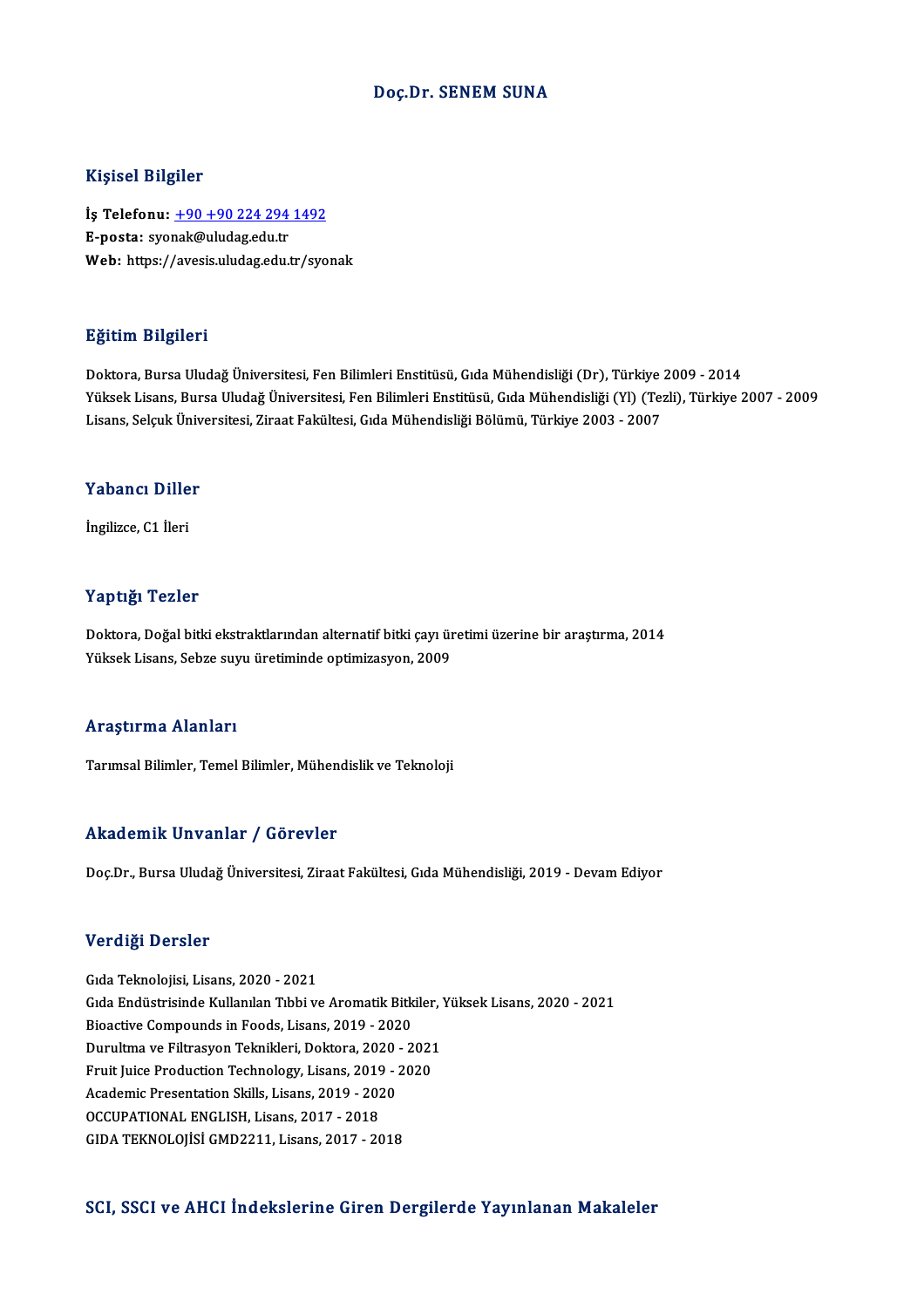# Doç.Dr. SENEM SUNA

## Kişisel Bilgiler

**İş Telefonu:** +90 +90 224 294 1492
**E-posta:** syonak@uludag.edu.tr
**Web:** https://avesis.uludag.edu.tr/syonak

## Eğitim Bilgileri

Doktora, Bursa Uludağ Üniversitesi, Fen Bilimleri Enstitüsü, Gıda Mühendisliği (Dr), Türkiye 2009 - 2014
Yüksek Lisans, Bursa Uludağ Üniversitesi, Fen Bilimleri Enstitüsü, Gıda Mühendisliği (Yl) (Tezli), Türkiye 2007 - 2009
Lisans, Selçuk Üniversitesi, Ziraat Fakültesi, Gıda Mühendisliği Bölümü, Türkiye 2003 - 2007

## Yabancı Diller

İngilizce, C1 İleri

## Yaptığı Tezler

Doktora, Doğal bitki ekstraktlarından alternatif bitki çayı üretimi üzerine bir araştırma, 2014
Yüksek Lisans, Sebze suyu üretiminde optimizasyon, 2009

## Araştırma Alanları

Tarımsal Bilimler, Temel Bilimler, Mühendislik ve Teknoloji

## Akademik Unvanlar / Görevler

Doç.Dr., Bursa Uludağ Üniversitesi, Ziraat Fakültesi, Gıda Mühendisliği, 2019 - Devam Ediyor

## Verdiği Dersler

Gıda Teknolojisi, Lisans, 2020 - 2021
Gıda Endüstrisinde Kullanılan Tıbbi ve Aromatik Bitkiler, Yüksek Lisans, 2020 - 2021
Bioactive Compounds in Foods, Lisans, 2019 - 2020
Durultma ve Filtrasyon Teknikleri, Doktora, 2020 - 2021
Fruit Juice Production Technology, Lisans, 2019 - 2020
Academic Presentation Skills, Lisans, 2019 - 2020
OCCUPATIONAL ENGLISH, Lisans, 2017 - 2018
GIDA TEKNOLOJİSİ GMD2211, Lisans, 2017 - 2018

## SCI, SSCI ve AHCI İndekslerine Giren Dergilerde Yayınlanan Makaleler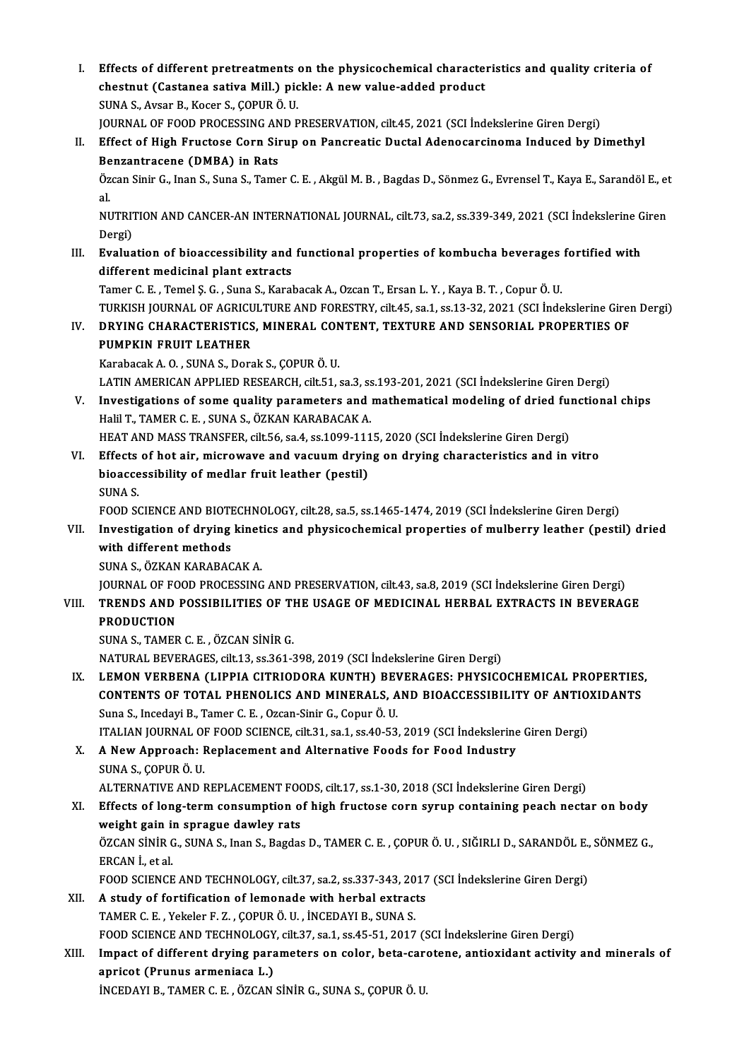I. **Effects of different pretreatments on the physicochemical characteristics and quality criteria of chestnut (Castanea sativa Mill.) pickle: A new value-added product**
SUNA S., Avsar B., Kocer S., ÇOPUR Ö. U.
JOURNAL OF FOOD PROCESSING AND PRESERVATION, cilt.45, 2021 (SCI İndekslerine Giren Dergi)

II. **Effect of High Fructose Corn Sirup on Pancreatic Ductal Adenocarcinoma Induced by Dimethyl Benzantracene (DMBA) in Rats**
Özcan Sinir G., Inan S., Suna S., Tamer C. E. , Akgül M. B. , Bagdas D., Sönmez G., Evrensel T., Kaya E., Sarandöl E., et al.
NUTRITION AND CANCER-AN INTERNATIONAL JOURNAL, cilt.73, sa.2, ss.339-349, 2021 (SCI İndekslerine Giren Dergi)

III. **Evaluation of bioaccessibility and functional properties of kombucha beverages fortified with different medicinal plant extracts**
Tamer C. E. , Temel Ş. G. , Suna S., Karabacak A., Ozcan T., Ersan L. Y. , Kaya B. T. , Copur Ö. U.
TURKISH JOURNAL OF AGRICULTURE AND FORESTRY, cilt.45, sa.1, ss.13-32, 2021 (SCI İndekslerine Giren Dergi)

IV. **DRYING CHARACTERISTICS, MINERAL CONTENT, TEXTURE AND SENSORIAL PROPERTIES OF PUMPKIN FRUIT LEATHER**
Karabacak A. O. , SUNA S., Dorak S., ÇOPUR Ö. U.
LATIN AMERICAN APPLIED RESEARCH, cilt.51, sa.3, ss.193-201, 2021 (SCI İndekslerine Giren Dergi)

V. **Investigations of some quality parameters and mathematical modeling of dried functional chips**
Halil T., TAMER C. E. , SUNA S., ÖZKAN KARABACAK A.
HEAT AND MASS TRANSFER, cilt.56, sa.4, ss.1099-1115, 2020 (SCI İndekslerine Giren Dergi)

VI. **Effects of hot air, microwave and vacuum drying on drying characteristics and in vitro bioaccessibility of medlar fruit leather (pestil)**
SUNA S.
FOOD SCIENCE AND BIOTECHNOLOGY, cilt.28, sa.5, ss.1465-1474, 2019 (SCI İndekslerine Giren Dergi)

VII. **Investigation of drying kinetics and physicochemical properties of mulberry leather (pestil) dried with different methods**
SUNA S., ÖZKAN KARABACAK A.
JOURNAL OF FOOD PROCESSING AND PRESERVATION, cilt.43, sa.8, 2019 (SCI İndekslerine Giren Dergi)

VIII. **TRENDS AND POSSIBILITIES OF THE USAGE OF MEDICINAL HERBAL EXTRACTS IN BEVERAGE PRODUCTION**
SUNA S., TAMER C. E. , ÖZCAN SİNİR G.
NATURAL BEVERAGES, cilt.13, ss.361-398, 2019 (SCI İndekslerine Giren Dergi)

IX. **LEMON VERBENA (LIPPIA CITRIODORA KUNTH) BEVERAGES: PHYSICOCHEMICAL PROPERTIES, CONTENTS OF TOTAL PHENOLICS AND MINERALS, AND BIOACCESSIBILITY OF ANTIOXIDANTS**
Suna S., Incedayi B., Tamer C. E. , Ozcan-Sinir G., Copur Ö. U.
ITALIAN JOURNAL OF FOOD SCIENCE, cilt.31, sa.1, ss.40-53, 2019 (SCI İndekslerine Giren Dergi)

X. **A New Approach: Replacement and Alternative Foods for Food Industry**
SUNA S., ÇOPUR Ö. U.
ALTERNATIVE AND REPLACEMENT FOODS, cilt.17, ss.1-30, 2018 (SCI İndekslerine Giren Dergi)

XI. **Effects of long-term consumption of high fructose corn syrup containing peach nectar on body weight gain in sprague dawley rats**
ÖZCAN SİNİR G., SUNA S., Inan S., Bagdas D., TAMER C. E. , ÇOPUR Ö. U. , SIĞIRLI D., SARANDÖL E., SÖNMEZ G., ERCAN İ., et al.
FOOD SCIENCE AND TECHNOLOGY, cilt.37, sa.2, ss.337-343, 2017 (SCI İndekslerine Giren Dergi)

XII. **A study of fortification of lemonade with herbal extracts**
TAMER C. E. , Yekeler F. Z. , ÇOPUR Ö. U. , İNCEDAYI B., SUNA S.
FOOD SCIENCE AND TECHNOLOGY, cilt.37, sa.1, ss.45-51, 2017 (SCI İndekslerine Giren Dergi)

XIII. **Impact of different drying parameters on color, beta-carotene, antioxidant activity and minerals of apricot (Prunus armeniaca L.)**
İNCEDAYI B., TAMER C. E. , ÖZCAN SİNİR G., SUNA S., ÇOPUR Ö. U.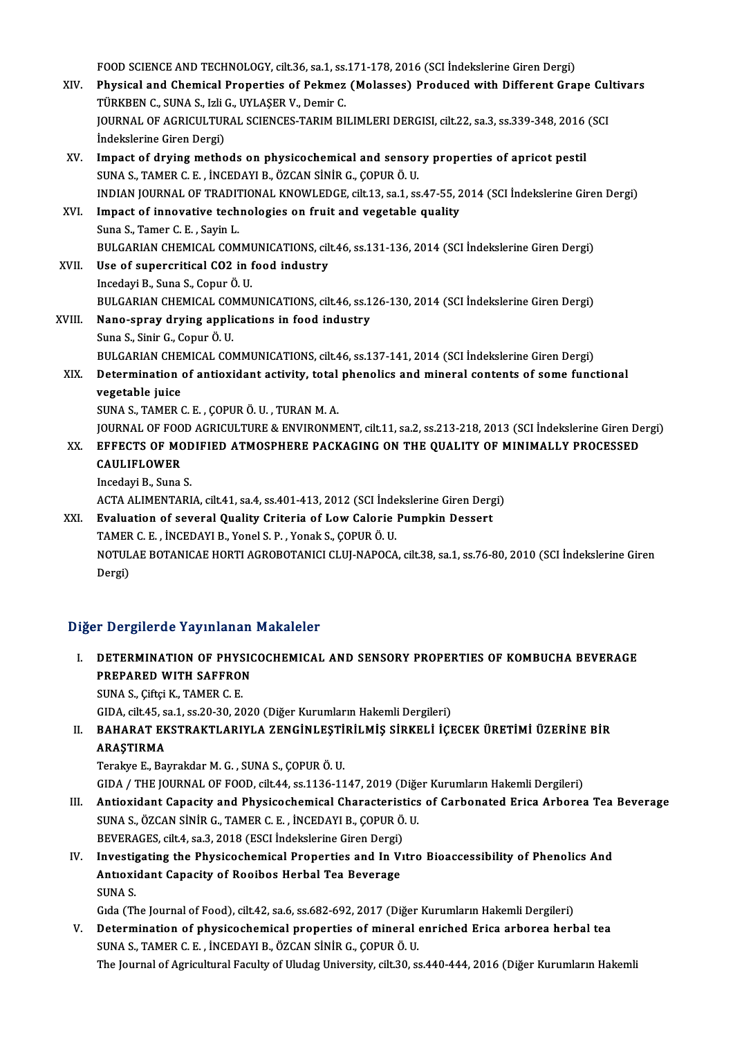FOOD SCIENCE AND TECHNOLOGY, cilt.36, sa.1, ss.171-178, 2016 (SCI İndekslerine Giren Dergi)

XIV. **Physical and Chemical Properties of Pekmez (Molasses) Produced with Different Grape Cultivars**
TÜRKBEN C., SUNA S., Izli G., UYLAŞER V., Demir C.
JOURNAL OF AGRICULTURAL SCIENCES-TARIM BILIMLERI DERGISI, cilt.22, sa.3, ss.339-348, 2016 (SCI İndekslerine Giren Dergi)

XV. **Impact of drying methods on physicochemical and sensory properties of apricot pestil**
SUNA S., TAMER C. E. , İNCEDAYI B., ÖZCAN SİNİR G., ÇOPUR Ö. U.
INDIAN JOURNAL OF TRADITIONAL KNOWLEDGE, cilt.13, sa.1, ss.47-55, 2014 (SCI İndekslerine Giren Dergi)

XVI. **Impact of innovative technologies on fruit and vegetable quality**
Suna S., Tamer C. E. , Sayin L.
BULGARIAN CHEMICAL COMMUNICATIONS, cilt.46, ss.131-136, 2014 (SCI İndekslerine Giren Dergi)

XVII. **Use of supercritical CO2 in food industry**
Incedayi B., Suna S., Copur Ö. U.
BULGARIAN CHEMICAL COMMUNICATIONS, cilt.46, ss.126-130, 2014 (SCI İndekslerine Giren Dergi)

XVIII. **Nano-spray drying applications in food industry**
Suna S., Sinir G., Copur Ö. U.
BULGARIAN CHEMICAL COMMUNICATIONS, cilt.46, ss.137-141, 2014 (SCI İndekslerine Giren Dergi)

XIX. **Determination of antioxidant activity, total phenolics and mineral contents of some functional vegetable juice**
SUNA S., TAMER C. E. , ÇOPUR Ö. U. , TURAN M. A.
JOURNAL OF FOOD AGRICULTURE & ENVIRONMENT, cilt.11, sa.2, ss.213-218, 2013 (SCI İndekslerine Giren Dergi)

XX. **EFFECTS OF MODIFIED ATMOSPHERE PACKAGING ON THE QUALITY OF MINIMALLY PROCESSED CAULIFLOWER**
Incedayi B., Suna S.
ACTA ALIMENTARIA, cilt.41, sa.4, ss.401-413, 2012 (SCI İndekslerine Giren Dergi)

XXI. **Evaluation of several Quality Criteria of Low Calorie Pumpkin Dessert**
TAMER C. E. , İNCEDAYI B., Yonel S. P. , Yonak S., ÇOPUR Ö. U.
NOTULAE BOTANICAE HORTI AGROBOTANICI CLUJ-NAPOCA, cilt.38, sa.1, ss.76-80, 2010 (SCI İndekslerine Giren Dergi)

## Diğer Dergilerde Yayınlanan Makaleler

I. **DETERMINATION OF PHYSICOCHEMICAL AND SENSORY PROPERTIES OF KOMBUCHA BEVERAGE PREPARED WITH SAFFRON**
SUNA S., Çiftçi K., TAMER C. E.
GIDA, cilt.45, sa.1, ss.20-30, 2020 (Diğer Kurumların Hakemli Dergileri)

II. **BAHARAT EKSTRAKTLARIYLA ZENGİNLEŞTİRİLMİŞ SİRKELİ İÇECEK ÜRETİMİ ÜZERİNE BİR ARAŞTIRMA**
Terakye E., Bayrakdar M. G. , SUNA S., ÇOPUR Ö. U.
GIDA / THE JOURNAL OF FOOD, cilt.44, ss.1136-1147, 2019 (Diğer Kurumların Hakemli Dergileri)

III. **Antioxidant Capacity and Physicochemical Characteristics of Carbonated Erica Arborea Tea Beverage**
SUNA S., ÖZCAN SİNİR G., TAMER C. E. , İNCEDAYI B., ÇOPUR Ö. U.
BEVERAGES, cilt.4, sa.3, 2018 (ESCI İndekslerine Giren Dergi)

IV. **Investigating the Physicochemical Properties and In Vıtro Bioaccessibility of Phenolics And Antıoxidant Capacity of Rooibos Herbal Tea Beverage**
SUNA S.
Gıda (The Journal of Food), cilt.42, sa.6, ss.682-692, 2017 (Diğer Kurumların Hakemli Dergileri)

V. **Determination of physicochemical properties of mineral enriched Erica arborea herbal tea**
SUNA S., TAMER C. E. , İNCEDAYI B., ÖZCAN SİNİR G., ÇOPUR Ö. U.
The Journal of Agricultural Faculty of Uludag University, cilt.30, ss.440-444, 2016 (Diğer Kurumların Hakemli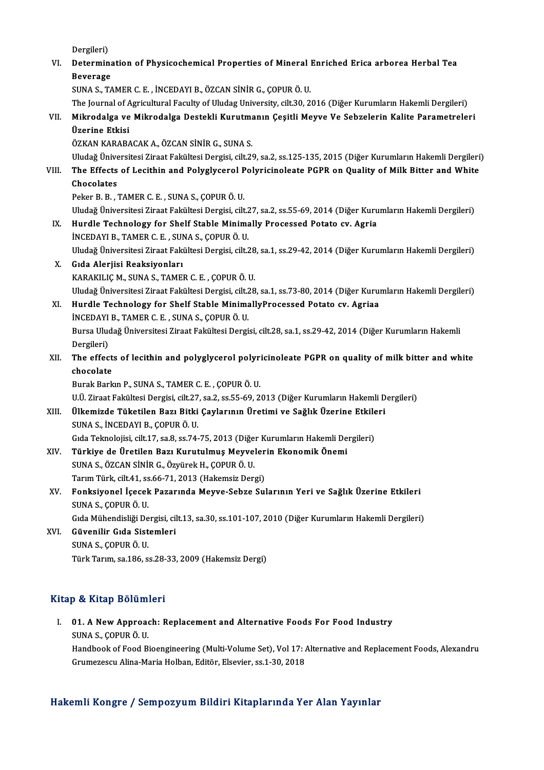Dergileri)

VI. **Determination of Physicochemical Properties of Mineral Enriched Erica arborea Herbal Tea Beverage**
SUNA S., TAMER C. E. , İNCEDAYI B., ÖZCAN SİNİR G., ÇOPUR Ö. U.
The Journal of Agricultural Faculty of Uludag University, cilt.30, 2016 (Diğer Kurumların Hakemli Dergileri)

VII. **Mikrodalga ve Mikrodalga Destekli Kurutmanın Çeşitli Meyve Ve Sebzelerin Kalite Parametreleri Üzerine Etkisi**
ÖZKAN KARABACAK A., ÖZCAN SİNİR G., SUNA S.
Uludağ Üniversitesi Ziraat Fakültesi Dergisi, cilt.29, sa.2, ss.125-135, 2015 (Diğer Kurumların Hakemli Dergileri)

VIII. **The Effects of Lecithin and Polyglycerol Polyricinoleate PGPR on Quality of Milk Bitter and White Chocolates**
Peker B. B. , TAMER C. E. , SUNA S., ÇOPUR Ö. U.
Uludağ Üniversitesi Ziraat Fakültesi Dergisi, cilt.27, sa.2, ss.55-69, 2014 (Diğer Kurumların Hakemli Dergileri)

IX. **Hurdle Technology for Shelf Stable Minimally Processed Potato cv. Agria**
İNCEDAYI B., TAMER C. E. , SUNA S., ÇOPUR Ö. U.
Uludağ Üniversitesi Ziraat Fakültesi Dergisi, cilt.28, sa.1, ss.29-42, 2014 (Diğer Kurumların Hakemli Dergileri)

X. **Gıda Alerjisi Reaksiyonları**
KARAKILIÇ M., SUNA S., TAMER C. E. , ÇOPUR Ö. U.
Uludağ Üniversitesi Ziraat Fakültesi Dergisi, cilt.28, sa.1, ss.73-80, 2014 (Diğer Kurumların Hakemli Dergileri)

XI. **Hurdle Technology for Shelf Stable MinimallyProcessed Potato cv. Agriaa**
İNCEDAYI B., TAMER C. E. , SUNA S., ÇOPUR Ö. U.
Bursa Uludağ Üniversitesi Ziraat Fakültesi Dergisi, cilt.28, sa.1, ss.29-42, 2014 (Diğer Kurumların Hakemli Dergileri)

XII. **The effects of lecithin and polyglycerol polyricinoleate PGPR on quality of milk bitter and white chocolate**
Burak Barkın P., SUNA S., TAMER C. E. , ÇOPUR Ö. U.
U.Ü. Ziraat Fakültesi Dergisi, cilt.27, sa.2, ss.55-69, 2013 (Diğer Kurumların Hakemli Dergileri)

XIII. **Ülkemizde Tüketilen Bazı Bitki Çaylarının Üretimi ve Sağlık Üzerine Etkileri**
SUNA S., İNCEDAYI B., ÇOPUR Ö. U.
Gıda Teknolojisi, cilt.17, sa.8, ss.74-75, 2013 (Diğer Kurumların Hakemli Dergileri)

XIV. **Türkiye de Üretilen Bazı Kurutulmuş Meyvelerin Ekonomik Önemi**
SUNA S., ÖZCAN SİNİR G., Özyürek H., ÇOPUR Ö. U.
Tarım Türk, cilt.41, ss.66-71, 2013 (Hakemsiz Dergi)

XV. **Fonksiyonel İçecek Pazarında Meyve-Sebze Sularının Yeri ve Sağlık Üzerine Etkileri**
SUNA S., ÇOPUR Ö. U.
Gıda Mühendisliği Dergisi, cilt.13, sa.30, ss.101-107, 2010 (Diğer Kurumların Hakemli Dergileri)

XVI. **Güvenilir Gıda Sistemleri**
SUNA S., ÇOPUR Ö. U.
Türk Tarım, sa.186, ss.28-33, 2009 (Hakemsiz Dergi)

## Kitap & Kitap Bölümleri

I. **01. A New Approach: Replacement and Alternative Foods For Food Industry**
SUNA S., ÇOPUR Ö. U.
Handbook of Food Bioengineering (Multi-Volume Set), Vol 17: Alternative and Replacement Foods, Alexandru Grumezescu Alina-Maria Holban, Editör, Elsevier, ss.1-30, 2018

## Hakemli Kongre / Sempozyum Bildiri Kitaplarında Yer Alan Yayınlar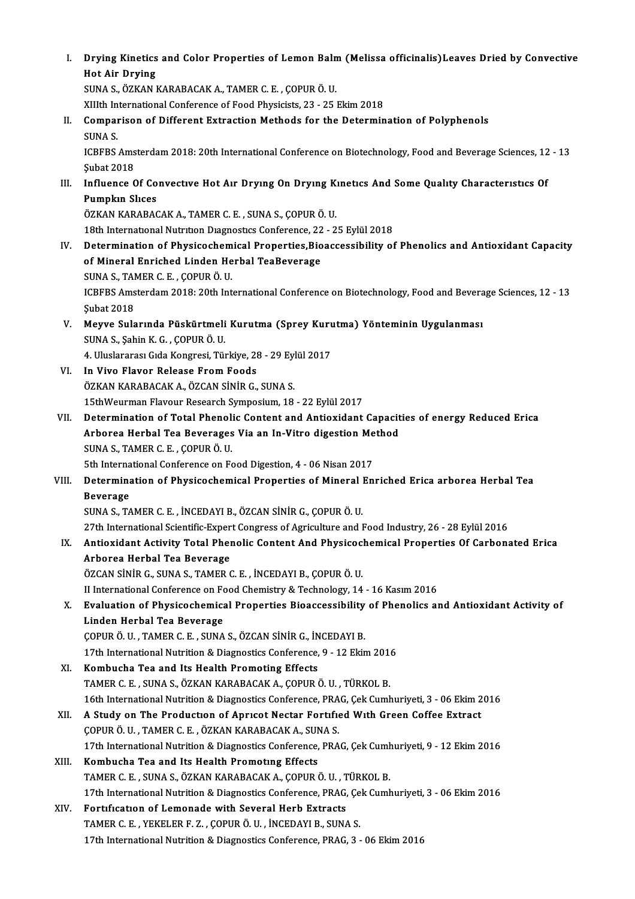I. **Drying Kinetics and Color Properties of Lemon Balm (Melissa officinalis)Leaves Dried by Convective Hot Air Drying**
SUNA S., ÖZKAN KARABACAK A., TAMER C. E. , ÇOPUR Ö. U.
XIIIth International Conference of Food Physicists, 23 - 25 Ekim 2018

II. **Comparison of Different Extraction Methods for the Determination of Polyphenols**
SUNA S.
ICBFBS Amsterdam 2018: 20th International Conference on Biotechnology, Food and Beverage Sciences, 12 - 13 Şubat 2018

III. **Influence Of Convectıve Hot Aır Dryıng On Dryıng Kınetıcs And Some Qualıty Characterıstıcs Of Pumpkın Slıces**
ÖZKAN KARABACAK A., TAMER C. E. , SUNA S., ÇOPUR Ö. U.
18th Internatıonal Nutrıtıon Dıagnostıcs Conference, 22 - 25 Eylül 2018

IV. **Determination of Physicochemical Properties,Bioaccessibility of Phenolics and Antioxidant Capacity of Mineral Enriched Linden Herbal TeaBeverage**
SUNA S., TAMER C. E. , ÇOPUR Ö. U.
ICBFBS Amsterdam 2018: 20th International Conference on Biotechnology, Food and Beverage Sciences, 12 - 13 Şubat 2018

V. **Meyve Sularında Püskürtmeli Kurutma (Sprey Kurutma) Yönteminin Uygulanması**
SUNA S., Şahin K. G. , ÇOPUR Ö. U.
4. Uluslararası Gıda Kongresi, Türkiye, 28 - 29 Eylül 2017

VI. **In Vivo Flavor Release From Foods**
ÖZKAN KARABACAK A., ÖZCAN SİNİR G., SUNA S.
15thWeurman Flavour Research Symposium, 18 - 22 Eylül 2017

VII. **Determination of Total Phenolic Content and Antioxidant Capacities of energy Reduced Erica Arborea Herbal Tea Beverages Via an In-Vitro digestion Method**
SUNA S., TAMER C. E. , ÇOPUR Ö. U.
5th International Conference on Food Digestion, 4 - 06 Nisan 2017

VIII. **Determination of Physicochemical Properties of Mineral Enriched Erica arborea Herbal Tea Beverage**
SUNA S., TAMER C. E. , İNCEDAYI B., ÖZCAN SİNİR G., ÇOPUR Ö. U.
27th International Scientific-Expert Congress of Agriculture and Food Industry, 26 - 28 Eylül 2016

IX. **Antioxidant Activity Total Phenolic Content And Physicochemical Properties Of Carbonated Erica Arborea Herbal Tea Beverage**
ÖZCAN SİNİR G., SUNA S., TAMER C. E. , İNCEDAYI B., ÇOPUR Ö. U.
II International Conference on Food Chemistry & Technology, 14 - 16 Kasım 2016

X. **Evaluation of Physicochemical Properties Bioaccessibility of Phenolics and Antioxidant Activity of Linden Herbal Tea Beverage**
ÇOPUR Ö. U. , TAMER C. E. , SUNA S., ÖZCAN SİNİR G., İNCEDAYI B.
17th International Nutrition & Diagnostics Conference, 9 - 12 Ekim 2016

XI. **Kombucha Tea and Its Health Promoting Effects**
TAMER C. E. , SUNA S., ÖZKAN KARABACAK A., ÇOPUR Ö. U. , TÜRKOL B.
16th International Nutrition & Diagnostics Conference, PRAG, Çek Cumhuriyeti, 3 - 06 Ekim 2016

XII. **A Study on The Productıon of Aprıcot Nectar Fortıfıed Wıth Green Coffee Extract**
ÇOPUR Ö. U. , TAMER C. E. , ÖZKAN KARABACAK A., SUNA S.
17th International Nutrition & Diagnostics Conference, PRAG, Çek Cumhuriyeti, 9 - 12 Ekim 2016

XIII. **Kombucha Tea and Its Health Promotıng Effects**
TAMER C. E. , SUNA S., ÖZKAN KARABACAK A., ÇOPUR Ö. U. , TÜRKOL B.
17th International Nutrition & Diagnostics Conference, PRAG, Çek Cumhuriyeti, 3 - 06 Ekim 2016

XIV. **Fortıfıcatıon of Lemonade with Several Herb Extracts**
TAMER C. E. , YEKELER F. Z. , ÇOPUR Ö. U. , İNCEDAYI B., SUNA S.
17th International Nutrition & Diagnostics Conference, PRAG, 3 - 06 Ekim 2016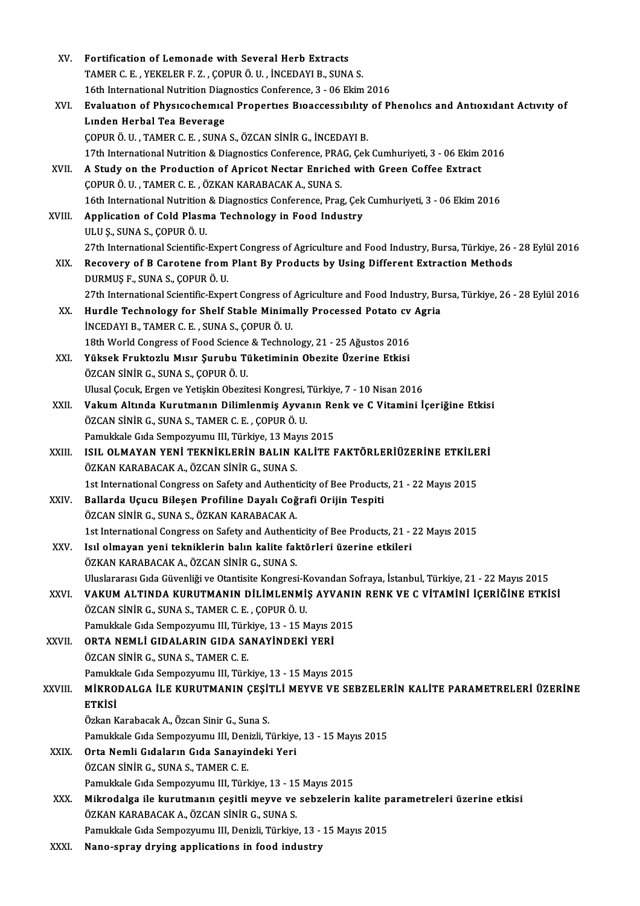XV. **Fortification of Lemonade with Several Herb Extracts**
TAMER C. E. , YEKELER F. Z. , ÇOPUR Ö. U. , İNCEDAYI B., SUNA S.
16th International Nutrition Diagnostics Conference, 3 - 06 Ekim 2016

XVI. **Evaluatıon of Physıcochemıcal Propertıes Bıoaccessıbılıty of Phenolıcs and Antıoxıdant Actıvıty of Lınden Herbal Tea Beverage**
ÇOPUR Ö. U. , TAMER C. E. , SUNA S., ÖZCAN SİNİR G., İNCEDAYI B.
17th International Nutrition & Diagnostics Conference, PRAG, Çek Cumhuriyeti, 3 - 06 Ekim 2016

XVII. **A Study on the Production of Apricot Nectar Enriched with Green Coffee Extract**
ÇOPUR Ö. U. , TAMER C. E. , ÖZKAN KARABACAK A., SUNA S.
16th International Nutrition & Diagnostics Conference, Prag, Çek Cumhuriyeti, 3 - 06 Ekim 2016

XVIII. **Application of Cold Plasma Technology in Food Industry**
ULU Ş., SUNA S., ÇOPUR Ö. U.
27th International Scientific-Expert Congress of Agriculture and Food Industry, Bursa, Türkiye, 26 - 28 Eylül 2016

XIX. **Recovery of B Carotene from Plant By Products by Using Different Extraction Methods**
DURMUŞ F., SUNA S., ÇOPUR Ö. U.
27th International Scientific-Expert Congress of Agriculture and Food Industry, Bursa, Türkiye, 26 - 28 Eylül 2016

XX. **Hurdle Technology for Shelf Stable Minimally Processed Potato cv Agria**
İNCEDAYI B., TAMER C. E. , SUNA S., ÇOPUR Ö. U.
18th World Congress of Food Science & Technology, 21 - 25 Ağustos 2016

XXI. **Yüksek Fruktozlu Mısır Şurubu Tüketiminin Obezite Üzerine Etkisi**
ÖZCAN SİNİR G., SUNA S., ÇOPUR Ö. U.
Ulusal Çocuk, Ergen ve Yetişkin Obezitesi Kongresi, Türkiye, 7 - 10 Nisan 2016

XXII. **Vakum Altında Kurutmanın Dilimlenmiş Ayvanın Renk ve C Vitamini İçeriğine Etkisi**
ÖZCAN SİNİR G., SUNA S., TAMER C. E. , ÇOPUR Ö. U.
Pamukkale Gıda Sempozyumu III, Türkiye, 13 Mayıs 2015

XXIII. **ISIL OLMAYAN YENİ TEKNİKLERİN BALIN KALİTE FAKTÖRLERİÜZERİNE ETKİLERİ**
ÖZKAN KARABACAK A., ÖZCAN SİNİR G., SUNA S.
1st International Congress on Safety and Authenticity of Bee Products, 21 - 22 Mayıs 2015

XXIV. **Ballarda Uçucu Bileşen Profiline Dayalı Coğrafi Orijin Tespiti**
ÖZCAN SİNİR G., SUNA S., ÖZKAN KARABACAK A.
1st International Congress on Safety and Authenticity of Bee Products, 21 - 22 Mayıs 2015

XXV. **Isıl olmayan yeni tekniklerin balın kalite faktörleri üzerine etkileri**
ÖZKAN KARABACAK A., ÖZCAN SİNİR G., SUNA S.
Uluslararası Gıda Güvenliği ve Otantisite Kongresi-Kovandan Sofraya, İstanbul, Türkiye, 21 - 22 Mayıs 2015

XXVI. **VAKUM ALTINDA KURUTMANIN DİLİMLENMİŞ AYVANIN RENK VE C VİTAMİNİ İÇERİĞİNE ETKİSİ**
ÖZCAN SİNİR G., SUNA S., TAMER C. E. , ÇOPUR Ö. U.
Pamukkale Gıda Sempozyumu III, Türkiye, 13 - 15 Mayıs 2015

XXVII. **ORTA NEMLİ GIDALARIN GIDA SANAYİNDEKİ YERİ**
ÖZCAN SİNİR G., SUNA S., TAMER C. E.
Pamukkale Gıda Sempozyumu III, Türkiye, 13 - 15 Mayıs 2015

XXVIII. **MİKRODALGA İLE KURUTMANIN ÇEŞİTLİ MEYVE VE SEBZELERİN KALİTE PARAMETRELERİ ÜZERİNE ETKİSİ**
Özkan Karabacak A., Özcan Sinir G., Suna S.
Pamukkale Gıda Sempozyumu III, Denizli, Türkiye, 13 - 15 Mayıs 2015

XXIX. **Orta Nemli Gıdaların Gıda Sanayindeki Yeri**
ÖZCAN SİNİR G., SUNA S., TAMER C. E.
Pamukkale Gıda Sempozyumu III, Türkiye, 13 - 15 Mayıs 2015

XXX. **Mikrodalga ile kurutmanın çeşitli meyve ve sebzelerin kalite parametreleri üzerine etkisi**
ÖZKAN KARABACAK A., ÖZCAN SİNİR G., SUNA S.
Pamukkale Gıda Sempozyumu III, Denizli, Türkiye, 13 - 15 Mayıs 2015

XXXI. **Nano-spray drying applications in food industry**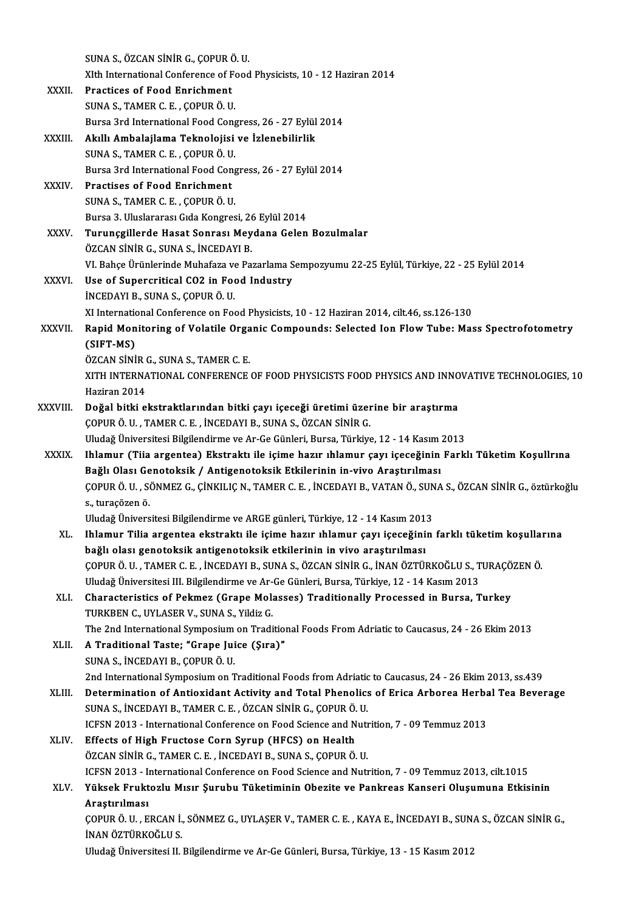SUNA S., ÖZCAN SİNİR G., ÇOPUR Ö. U.
XIth International Conference of Food Physicists, 10 - 12 Haziran 2014

XXXII. **Practices of Food Enrichment**
SUNA S., TAMER C. E. , ÇOPUR Ö. U.
Bursa 3rd International Food Congress, 26 - 27 Eylül 2014

XXXIII. **Akıllı Ambalajlama Teknolojisi ve İzlenebilirlik**
SUNA S., TAMER C. E. , ÇOPUR Ö. U.
Bursa 3rd International Food Congress, 26 - 27 Eylül 2014

XXXIV. **Practises of Food Enrichment**
SUNA S., TAMER C. E. , ÇOPUR Ö. U.
Bursa 3. Uluslararası Gıda Kongresi, 26 Eylül 2014

XXXV. **Turunçgillerde Hasat Sonrası Meydana Gelen Bozulmalar**
ÖZCAN SİNİR G., SUNA S., İNCEDAYI B.
VI. Bahçe Ürünlerinde Muhafaza ve Pazarlama Sempozyumu 22-25 Eylül, Türkiye, 22 - 25 Eylül 2014

XXXVI. **Use of Supercritical CO2 in Food Industry**
İNCEDAYI B., SUNA S., ÇOPUR Ö. U.
XI International Conference on Food Physicists, 10 - 12 Haziran 2014, cilt.46, ss.126-130

XXXVII. **Rapid Monitoring of Volatile Organic Compounds: Selected Ion Flow Tube: Mass Spectrofotometry (SIFT-MS)**
ÖZCAN SİNİR G., SUNA S., TAMER C. E.
XITH INTERNATIONAL CONFERENCE OF FOOD PHYSICISTS FOOD PHYSICS AND INNOVATIVE TECHNOLOGIES, 10 Haziran 2014

XXXVIII. **Doğal bitki ekstraktlarından bitki çayı içeceği üretimi üzerine bir araştırma**
ÇOPUR Ö. U. , TAMER C. E. , İNCEDAYI B., SUNA S., ÖZCAN SİNİR G.
Uludağ Üniversitesi Bilgilendirme ve Ar-Ge Günleri, Bursa, Türkiye, 12 - 14 Kasım 2013

XXXIX. **Ihlamur (Tiia argentea) Ekstraktı ile içime hazır ıhlamur çayı içeceğinin Farklı Tüketim Koşullrına Bağlı Olası Genotoksik / Antigenotoksik Etkilerinin in-vivo Araştırılması**
ÇOPUR Ö. U. , SÖNMEZ G., ÇİNKILIÇ N., TAMER C. E. , İNCEDAYI B., VATAN Ö., SUNA S., ÖZCAN SİNİR G., öztürkoğlu s., turaçözen ö.
Uludağ Üniversitesi Bilgilendirme ve ARGE günleri, Türkiye, 12 - 14 Kasım 2013

XL. **Ihlamur Tilia argentea ekstraktı ile içime hazır ıhlamur çayı içeceğinin farklı tüketim koşullarına bağlı olası genotoksik antigenotoksik etkilerinin in vivo araştırılması**
ÇOPUR Ö. U. , TAMER C. E. , İNCEDAYI B., SUNA S., ÖZCAN SİNİR G., İNAN ÖZTÜRKOĞLU S., TURAÇÖZEN Ö.
Uludağ Üniversitesi III. Bilgilendirme ve Ar-Ge Günleri, Bursa, Türkiye, 12 - 14 Kasım 2013

XLI. **Characteristics of Pekmez (Grape Molasses) Traditionally Processed in Bursa, Turkey**
TURKBEN C., UYLASER V., SUNA S., Yildiz G.
The 2nd International Symposium on Traditional Foods From Adriatic to Caucasus, 24 - 26 Ekim 2013

XLII. **A Traditional Taste; "Grape Juice (Şıra)"**
SUNA S., İNCEDAYI B., ÇOPUR Ö. U.
2nd International Symposium on Traditional Foods from Adriatic to Caucasus, 24 - 26 Ekim 2013, ss.439

XLIII. **Determination of Antioxidant Activity and Total Phenolics of Erica Arborea Herbal Tea Beverage**
SUNA S., İNCEDAYI B., TAMER C. E. , ÖZCAN SİNİR G., ÇOPUR Ö. U.
ICFSN 2013 - International Conference on Food Science and Nutrition, 7 - 09 Temmuz 2013

XLIV. **Effects of High Fructose Corn Syrup (HFCS) on Health**
ÖZCAN SİNİR G., TAMER C. E. , İNCEDAYI B., SUNA S., ÇOPUR Ö. U.
ICFSN 2013 - International Conference on Food Science and Nutrition, 7 - 09 Temmuz 2013, cilt.1015

XLV. **Yüksek Fruktozlu Mısır Şurubu Tüketiminin Obezite ve Pankreas Kanseri Oluşumuna Etkisinin Araştırılması**
ÇOPUR Ö. U. , ERCAN İ., SÖNMEZ G., UYLAŞER V., TAMER C. E. , KAYA E., İNCEDAYI B., SUNA S., ÖZCAN SİNİR G., İNAN ÖZTÜRKOĞLU S.
Uludağ Üniversitesi II. Bilgilendirme ve Ar-Ge Günleri, Bursa, Türkiye, 13 - 15 Kasım 2012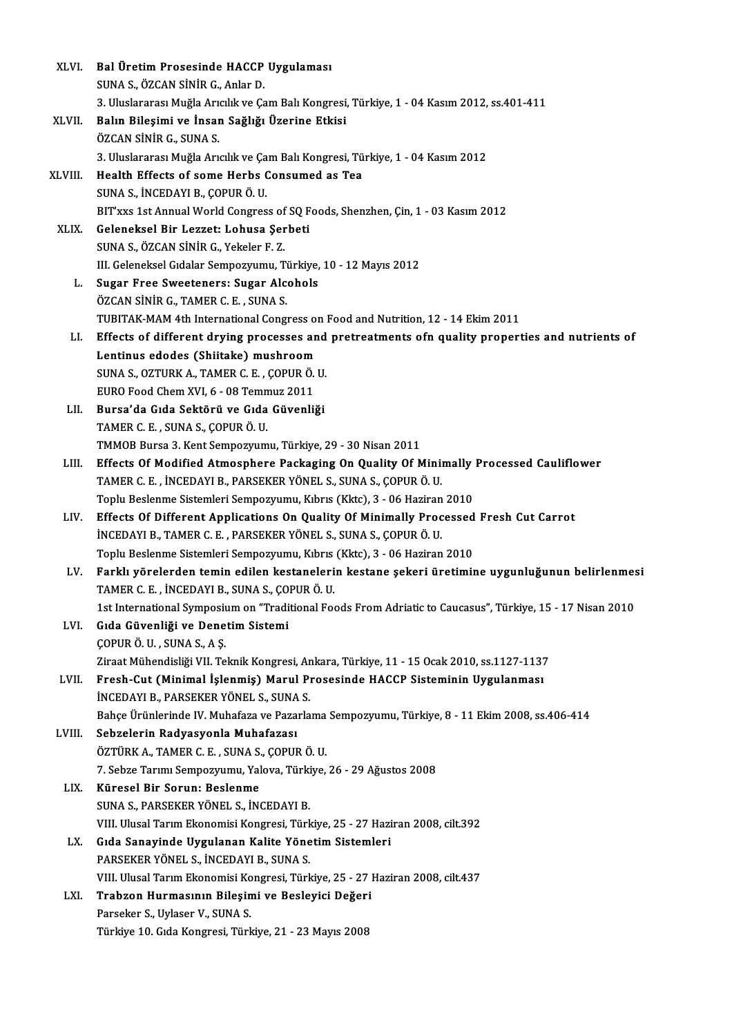XLVI. **Bal Üretim Prosesinde HACCP Uygulaması**
SUNA S., ÖZCAN SİNİR G., Anlar D.
3. Uluslararası Muğla Arıcılık ve Çam Balı Kongresi, Türkiye, 1 - 04 Kasım 2012, ss.401-411

XLVII. **Balın Bileşimi ve İnsan Sağlığı Üzerine Etkisi**
ÖZCAN SİNİR G., SUNA S.
3. Uluslararası Muğla Arıcılık ve Çam Balı Kongresi, Türkiye, 1 - 04 Kasım 2012

XLVIII. **Health Effects of some Herbs Consumed as Tea**
SUNA S., İNCEDAYI B., ÇOPUR Ö. U.
BIT'xxs 1st Annual World Congress of SQ Foods, Shenzhen, Çin, 1 - 03 Kasım 2012

XLIX. **Geleneksel Bir Lezzet: Lohusa Şerbeti**
SUNA S., ÖZCAN SİNİR G., Yekeler F. Z.
III. Geleneksel Gıdalar Sempozyumu, Türkiye, 10 - 12 Mayıs 2012

L. **Sugar Free Sweeteners: Sugar Alcohols**
ÖZCAN SİNİR G., TAMER C. E. , SUNA S.
TUBITAK-MAM 4th International Congress on Food and Nutrition, 12 - 14 Ekim 2011

LI. **Effects of different drying processes and pretreatments ofn quality properties and nutrients of Lentinus edodes (Shiitake) mushroom**
SUNA S., OZTURK A., TAMER C. E. , ÇOPUR Ö. U.
EURO Food Chem XVI, 6 - 08 Temmuz 2011

LII. **Bursa'da Gıda Sektörü ve Gıda Güvenliği**
TAMER C. E. , SUNA S., ÇOPUR Ö. U.
TMMOB Bursa 3. Kent Sempozyumu, Türkiye, 29 - 30 Nisan 2011

LIII. **Effects Of Modified Atmosphere Packaging On Quality Of Minimally Processed Cauliflower**
TAMER C. E. , İNCEDAYI B., PARSEKER YÖNEL S., SUNA S., ÇOPUR Ö. U.
Toplu Beslenme Sistemleri Sempozyumu, Kıbrıs (Kktc), 3 - 06 Haziran 2010

LIV. **Effects Of Different Applications On Quality Of Minimally Processed Fresh Cut Carrot**
İNCEDAYI B., TAMER C. E. , PARSEKER YÖNEL S., SUNA S., ÇOPUR Ö. U.
Toplu Beslenme Sistemleri Sempozyumu, Kıbrıs (Kktc), 3 - 06 Haziran 2010

LV. **Farklı yörelerden temin edilen kestanelerin kestane şekeri üretimine uygunluğunun belirlenmesi**
TAMER C. E. , İNCEDAYI B., SUNA S., ÇOPUR Ö. U.
1st International Symposium on "Traditional Foods From Adriatic to Caucasus", Türkiye, 15 - 17 Nisan 2010

LVI. **Gıda Güvenliği ve Denetim Sistemi**
ÇOPUR Ö. U. , SUNA S., A Ş.
Ziraat Mühendisliği VII. Teknik Kongresi, Ankara, Türkiye, 11 - 15 Ocak 2010, ss.1127-1137

LVII. **Fresh-Cut (Minimal İşlenmiş) Marul Prosesinde HACCP Sisteminin Uygulanması**
İNCEDAYI B., PARSEKER YÖNEL S., SUNA S.
Bahçe Ürünlerinde IV. Muhafaza ve Pazarlama Sempozyumu, Türkiye, 8 - 11 Ekim 2008, ss.406-414

LVIII. **Sebzelerin Radyasyonla Muhafazası**
ÖZTÜRK A., TAMER C. E. , SUNA S., ÇOPUR Ö. U.
7. Sebze Tarımı Sempozyumu, Yalova, Türkiye, 26 - 29 Ağustos 2008

LIX. **Küresel Bir Sorun: Beslenme**
SUNA S., PARSEKER YÖNEL S., İNCEDAYI B.
VIII. Ulusal Tarım Ekonomisi Kongresi, Türkiye, 25 - 27 Haziran 2008, cilt.392

LX. **Gıda Sanayinde Uygulanan Kalite Yönetim Sistemleri**
PARSEKER YÖNEL S., İNCEDAYI B., SUNA S.
VIII. Ulusal Tarım Ekonomisi Kongresi, Türkiye, 25 - 27 Haziran 2008, cilt.437

LXI. **Trabzon Hurmasının Bileşimi ve Besleyici Değeri**
Parseker S., Uylaser V., SUNA S.
Türkiye 10. Gıda Kongresi, Türkiye, 21 - 23 Mayıs 2008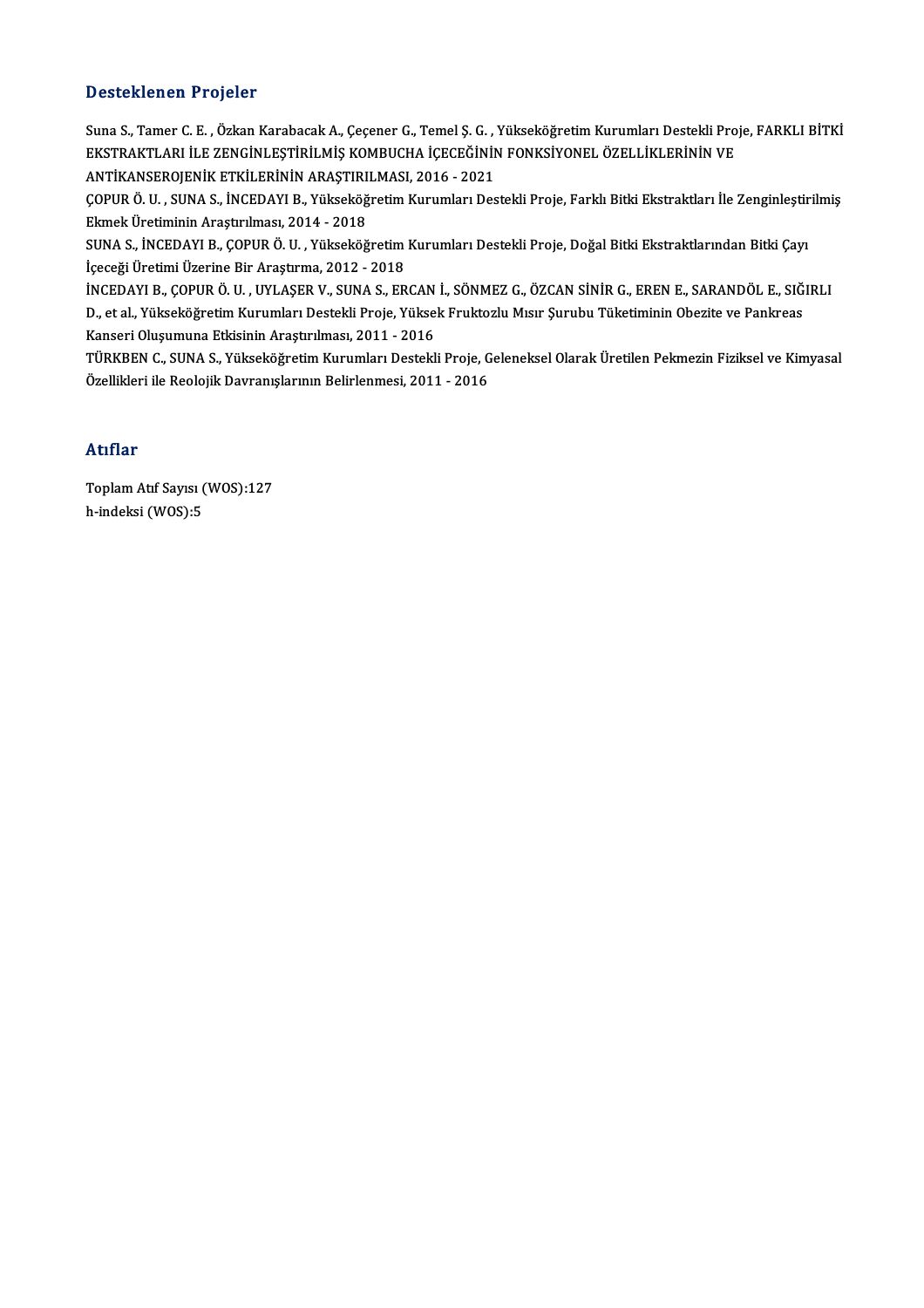## Desteklenen Projeler

Suna S., Tamer C. E. , Özkan Karabacak A., Çeçener G., Temel Ş. G. , Yükseköğretim Kurumları Destekli Proje, FARKLI BİTKİ EKSTRAKTLARI İLE ZENGİNLEŞTİRİLMİŞ KOMBUCHA İÇECEĞİNİN FONKSİYONEL ÖZELLİKLERİNİN VE ANTİKANSEROJENİK ETKİLERİNİN ARAŞTIRILMASI, 2016 - 2021

ÇOPUR Ö. U. , SUNA S., İNCEDAYI B., Yükseköğretim Kurumları Destekli Proje, Farklı Bitki Ekstraktları İle Zenginleştirilmiş Ekmek Üretiminin Araştırılması, 2014 - 2018

SUNA S., İNCEDAYI B., ÇOPUR Ö. U. , Yükseköğretim Kurumları Destekli Proje, Doğal Bitki Ekstraktlarından Bitki Çayı İçeceği Üretimi Üzerine Bir Araştırma, 2012 - 2018

İNCEDAYI B., ÇOPUR Ö. U. , UYLAŞER V., SUNA S., ERCAN İ., SÖNMEZ G., ÖZCAN SİNİR G., EREN E., SARANDÖL E., SIĞIRLI D., et al., Yükseköğretim Kurumları Destekli Proje, Yüksek Fruktozlu Mısır Şurubu Tüketiminin Obezite ve Pankreas Kanseri Oluşumuna Etkisinin Araştırılması, 2011 - 2016

TÜRKBEN C., SUNA S., Yükseköğretim Kurumları Destekli Proje, Geleneksel Olarak Üretilen Pekmezin Fiziksel ve Kimyasal Özellikleri ile Reolojik Davranışlarının Belirlenmesi, 2011 - 2016

## Atıflar

Toplam Atıf Sayısı (WOS):127

h-indeksi (WOS):5